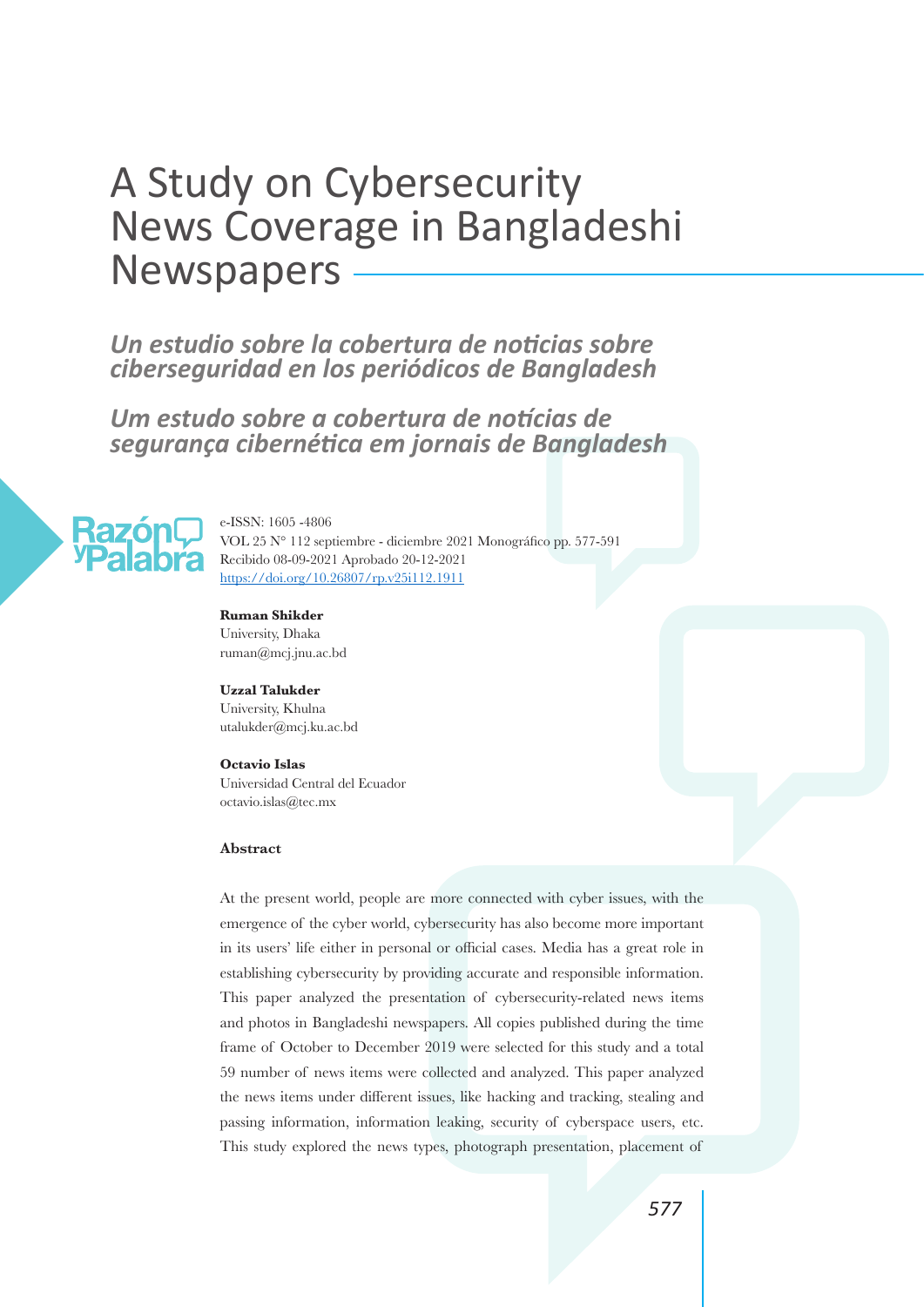# A Study on Cybersecurity News Coverage in Bangladeshi Newspapers

## *Un estudio sobre la cobertura de noticias sobre ciberseguridad en los periódicos de Bangladesh*

## *Um estudo sobre a cobertura de notícias de segurança cibernética em jornais de Bangladesh*

e-ISSN: 1605 -4806
VOL 25 N° 112 septiembre - diciembre 2021 Monográfico pp. 577-591
Recibido 08-09-2021 Aprobado 20-12-2021
https://doi.org/10.26807/rp.v25i112.1911

**Ruman Shikder**
University, Dhaka
ruman@mcj.jnu.ac.bd

**Uzzal Talukder**
University, Khulna
utalukder@mcj.ku.ac.bd

**Octavio Islas**
Universidad Central del Ecuador
octavio.islas@tec.mx

**Abstract**

At the present world, people are more connected with cyber issues, with the emergence of the cyber world, cybersecurity has also become more important in its users' life either in personal or official cases. Media has a great role in establishing cybersecurity by providing accurate and responsible information. This paper analyzed the presentation of cybersecurity-related news items and photos in Bangladeshi newspapers. All copies published during the time frame of October to December 2019 were selected for this study and a total 59 number of news items were collected and analyzed. This paper analyzed the news items under different issues, like hacking and tracking, stealing and passing information, information leaking, security of cyberspace users, etc. This study explored the news types, photograph presentation, placement of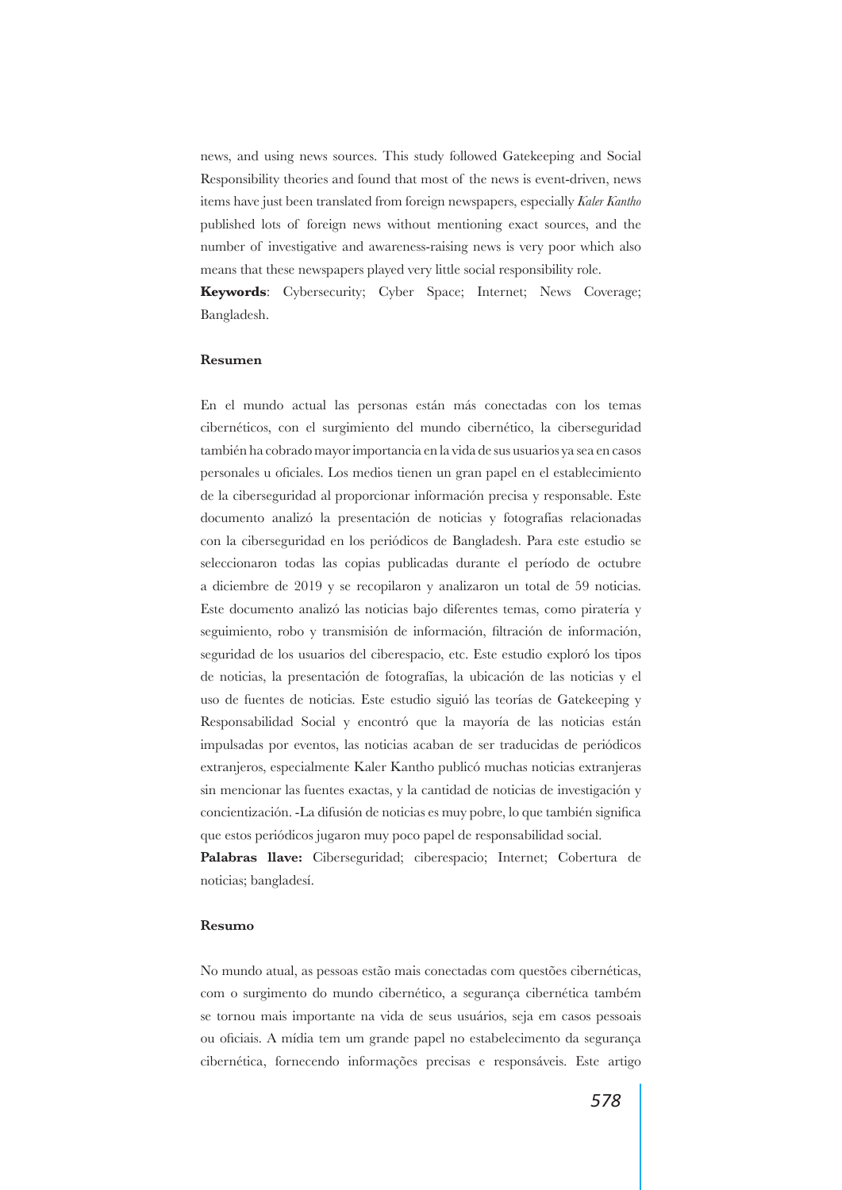news, and using news sources. This study followed Gatekeeping and Social Responsibility theories and found that most of the news is event-driven, news items have just been translated from foreign newspapers, especially *Kaler Kantho* published lots of foreign news without mentioning exact sources, and the number of investigative and awareness-raising news is very poor which also means that these newspapers played very little social responsibility role.

**Keywords**: Cybersecurity; Cyber Space; Internet; News Coverage; Bangladesh.

#### Resumen

En el mundo actual las personas están más conectadas con los temas cibernéticos, con el surgimiento del mundo cibernético, la ciberseguridad también ha cobrado mayor importancia en la vida de sus usuarios ya sea en casos personales u oficiales. Los medios tienen un gran papel en el establecimiento de la ciberseguridad al proporcionar información precisa y responsable. Este documento analizó la presentación de noticias y fotografías relacionadas con la ciberseguridad en los periódicos de Bangladesh. Para este estudio se seleccionaron todas las copias publicadas durante el período de octubre a diciembre de 2019 y se recopilaron y analizaron un total de 59 noticias. Este documento analizó las noticias bajo diferentes temas, como piratería y seguimiento, robo y transmisión de información, filtración de información, seguridad de los usuarios del ciberespacio, etc. Este estudio exploró los tipos de noticias, la presentación de fotografías, la ubicación de las noticias y el uso de fuentes de noticias. Este estudio siguió las teorías de Gatekeeping y Responsabilidad Social y encontró que la mayoría de las noticias están impulsadas por eventos, las noticias acaban de ser traducidas de periódicos extranjeros, especialmente Kaler Kantho publicó muchas noticias extranjeras sin mencionar las fuentes exactas, y la cantidad de noticias de investigación y concientización. -La difusión de noticias es muy pobre, lo que también significa que estos periódicos jugaron muy poco papel de responsabilidad social.

**Palabras llave:** Ciberseguridad; ciberespacio; Internet; Cobertura de noticias; bangladesí.

#### Resumo

No mundo atual, as pessoas estão mais conectadas com questões cibernéticas, com o surgimento do mundo cibernético, a segurança cibernética também se tornou mais importante na vida de seus usuários, seja em casos pessoais ou oficiais. A mídia tem um grande papel no estabelecimento da segurança cibernética, fornecendo informações precisas e responsáveis. Este artigo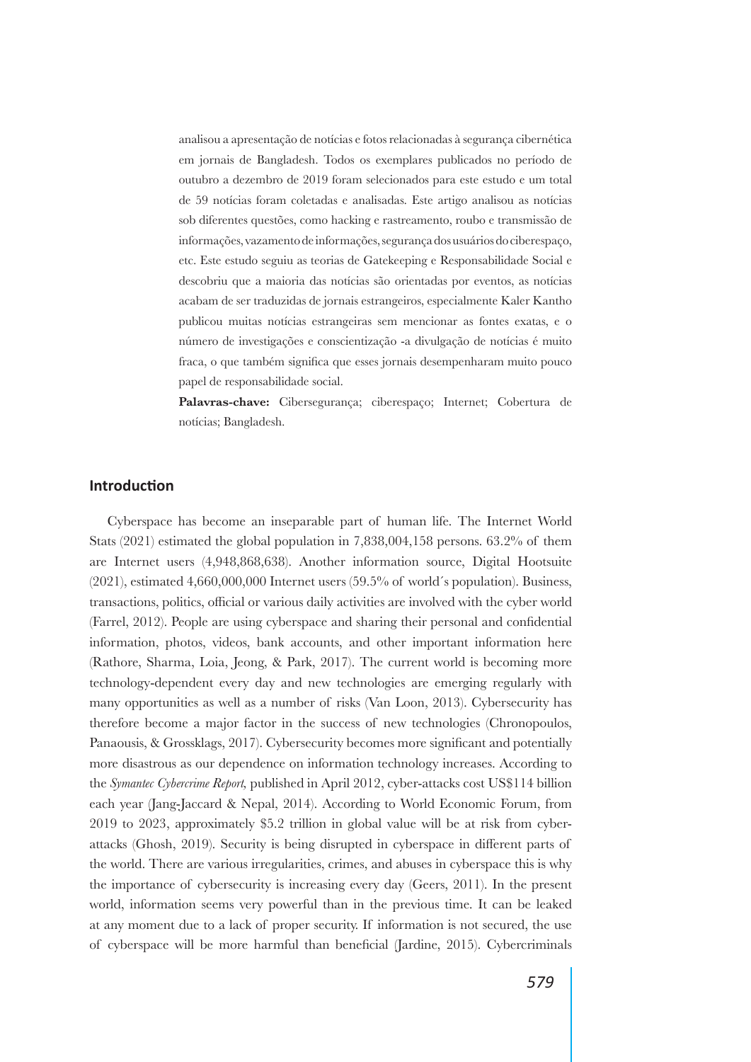analisou a apresentação de notícias e fotos relacionadas à segurança cibernética em jornais de Bangladesh. Todos os exemplares publicados no período de outubro a dezembro de 2019 foram selecionados para este estudo e um total de 59 notícias foram coletadas e analisadas. Este artigo analisou as notícias sob diferentes questões, como hacking e rastreamento, roubo e transmissão de informações, vazamento de informações, segurança dos usuários do ciberespaço, etc. Este estudo seguiu as teorias de Gatekeeping e Responsabilidade Social e descobriu que a maioria das notícias são orientadas por eventos, as notícias acabam de ser traduzidas de jornais estrangeiros, especialmente Kaler Kantho publicou muitas notícias estrangeiras sem mencionar as fontes exatas, e o número de investigações e conscientização -a divulgação de notícias é muito fraca, o que também significa que esses jornais desempenharam muito pouco papel de responsabilidade social.

**Palavras-chave:** Cibersegurança; ciberespaço; Internet; Cobertura de notícias; Bangladesh.

## Introduction

Cyberspace has become an inseparable part of human life. The Internet World Stats (2021) estimated the global population in 7,838,004,158 persons. 63.2% of them are Internet users (4,948,868,638). Another information source, Digital Hootsuite (2021), estimated 4,660,000,000 Internet users (59.5% of world´s population). Business, transactions, politics, official or various daily activities are involved with the cyber world (Farrel, 2012). People are using cyberspace and sharing their personal and confidential information, photos, videos, bank accounts, and other important information here (Rathore, Sharma, Loia, Jeong, & Park, 2017). The current world is becoming more technology-dependent every day and new technologies are emerging regularly with many opportunities as well as a number of risks (Van Loon, 2013). Cybersecurity has therefore become a major factor in the success of new technologies (Chronopoulos, Panaousis, & Grossklags, 2017). Cybersecurity becomes more significant and potentially more disastrous as our dependence on information technology increases. According to the *Symantec Cybercrime Report,* published in April 2012, cyber-attacks cost US$114 billion each year (Jang-Jaccard & Nepal, 2014). According to World Economic Forum, from 2019 to 2023, approximately $5.2 trillion in global value will be at risk from cyber-attacks (Ghosh, 2019). Security is being disrupted in cyberspace in different parts of the world. There are various irregularities, crimes, and abuses in cyberspace this is why the importance of cybersecurity is increasing every day (Geers, 2011). In the present world, information seems very powerful than in the previous time. It can be leaked at any moment due to a lack of proper security. If information is not secured, the use of cyberspace will be more harmful than beneficial (Jardine, 2015). Cybercriminals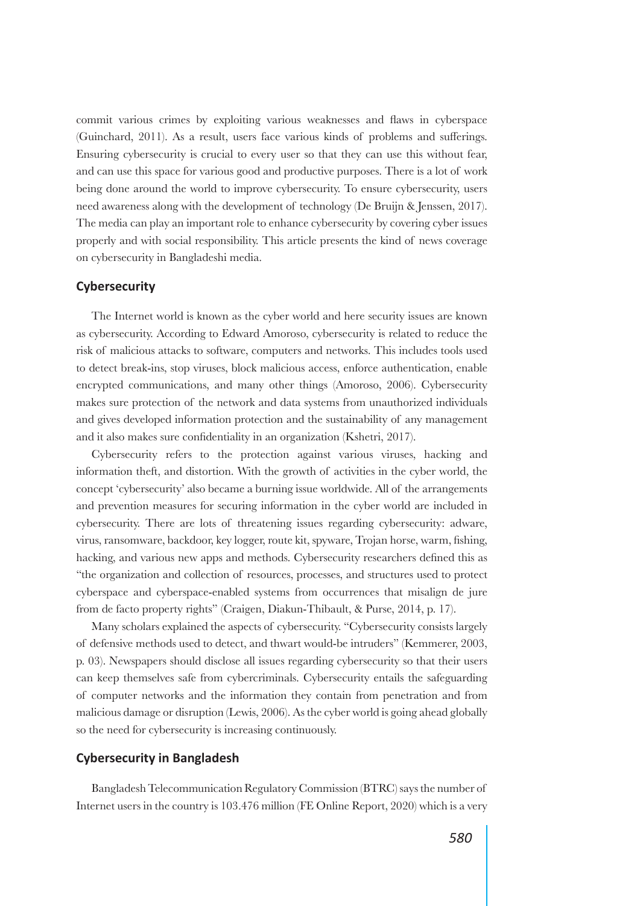commit various crimes by exploiting various weaknesses and flaws in cyberspace (Guinchard, 2011). As a result, users face various kinds of problems and sufferings. Ensuring cybersecurity is crucial to every user so that they can use this without fear, and can use this space for various good and productive purposes. There is a lot of work being done around the world to improve cybersecurity. To ensure cybersecurity, users need awareness along with the development of technology (De Bruijn & Jenssen, 2017). The media can play an important role to enhance cybersecurity by covering cyber issues properly and with social responsibility. This article presents the kind of news coverage on cybersecurity in Bangladeshi media.

## Cybersecurity

The Internet world is known as the cyber world and here security issues are known as cybersecurity. According to Edward Amoroso, cybersecurity is related to reduce the risk of malicious attacks to software, computers and networks. This includes tools used to detect break-ins, stop viruses, block malicious access, enforce authentication, enable encrypted communications, and many other things (Amoroso, 2006). Cybersecurity makes sure protection of the network and data systems from unauthorized individuals and gives developed information protection and the sustainability of any management and it also makes sure confidentiality in an organization (Kshetri, 2017).

Cybersecurity refers to the protection against various viruses, hacking and information theft, and distortion. With the growth of activities in the cyber world, the concept 'cybersecurity' also became a burning issue worldwide. All of the arrangements and prevention measures for securing information in the cyber world are included in cybersecurity. There are lots of threatening issues regarding cybersecurity: adware, virus, ransomware, backdoor, key logger, route kit, spyware, Trojan horse, warm, fishing, hacking, and various new apps and methods. Cybersecurity researchers defined this as "the organization and collection of resources, processes, and structures used to protect cyberspace and cyberspace-enabled systems from occurrences that misalign de jure from de facto property rights" (Craigen, Diakun-Thibault, & Purse, 2014, p. 17).

Many scholars explained the aspects of cybersecurity. "Cybersecurity consists largely of defensive methods used to detect, and thwart would-be intruders" (Kemmerer, 2003, p. 03). Newspapers should disclose all issues regarding cybersecurity so that their users can keep themselves safe from cybercriminals. Cybersecurity entails the safeguarding of computer networks and the information they contain from penetration and from malicious damage or disruption (Lewis, 2006). As the cyber world is going ahead globally so the need for cybersecurity is increasing continuously.

## Cybersecurity in Bangladesh

Bangladesh Telecommunication Regulatory Commission (BTRC) says the number of Internet users in the country is 103.476 million (FE Online Report, 2020) which is a very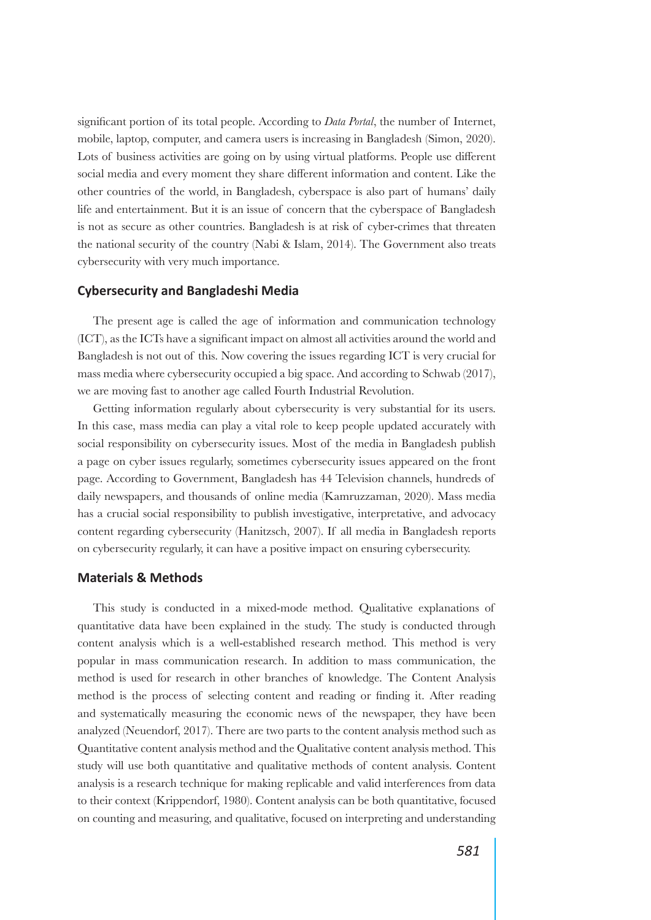significant portion of its total people. According to *Data Portal*, the number of Internet, mobile, laptop, computer, and camera users is increasing in Bangladesh (Simon, 2020). Lots of business activities are going on by using virtual platforms. People use different social media and every moment they share different information and content. Like the other countries of the world, in Bangladesh, cyberspace is also part of humans' daily life and entertainment. But it is an issue of concern that the cyberspace of Bangladesh is not as secure as other countries. Bangladesh is at risk of cyber-crimes that threaten the national security of the country (Nabi & Islam, 2014). The Government also treats cybersecurity with very much importance.

## Cybersecurity and Bangladeshi Media

The present age is called the age of information and communication technology (ICT), as the ICTs have a significant impact on almost all activities around the world and Bangladesh is not out of this. Now covering the issues regarding ICT is very crucial for mass media where cybersecurity occupied a big space. And according to Schwab (2017), we are moving fast to another age called Fourth Industrial Revolution.

Getting information regularly about cybersecurity is very substantial for its users. In this case, mass media can play a vital role to keep people updated accurately with social responsibility on cybersecurity issues. Most of the media in Bangladesh publish a page on cyber issues regularly, sometimes cybersecurity issues appeared on the front page. According to Government, Bangladesh has 44 Television channels, hundreds of daily newspapers, and thousands of online media (Kamruzzaman, 2020). Mass media has a crucial social responsibility to publish investigative, interpretative, and advocacy content regarding cybersecurity (Hanitzsch, 2007). If all media in Bangladesh reports on cybersecurity regularly, it can have a positive impact on ensuring cybersecurity.

## Materials & Methods

This study is conducted in a mixed-mode method. Qualitative explanations of quantitative data have been explained in the study. The study is conducted through content analysis which is a well-established research method. This method is very popular in mass communication research. In addition to mass communication, the method is used for research in other branches of knowledge. The Content Analysis method is the process of selecting content and reading or finding it. After reading and systematically measuring the economic news of the newspaper, they have been analyzed (Neuendorf, 2017). There are two parts to the content analysis method such as Quantitative content analysis method and the Qualitative content analysis method. This study will use both quantitative and qualitative methods of content analysis. Content analysis is a research technique for making replicable and valid interferences from data to their context (Krippendorf, 1980). Content analysis can be both quantitative, focused on counting and measuring, and qualitative, focused on interpreting and understanding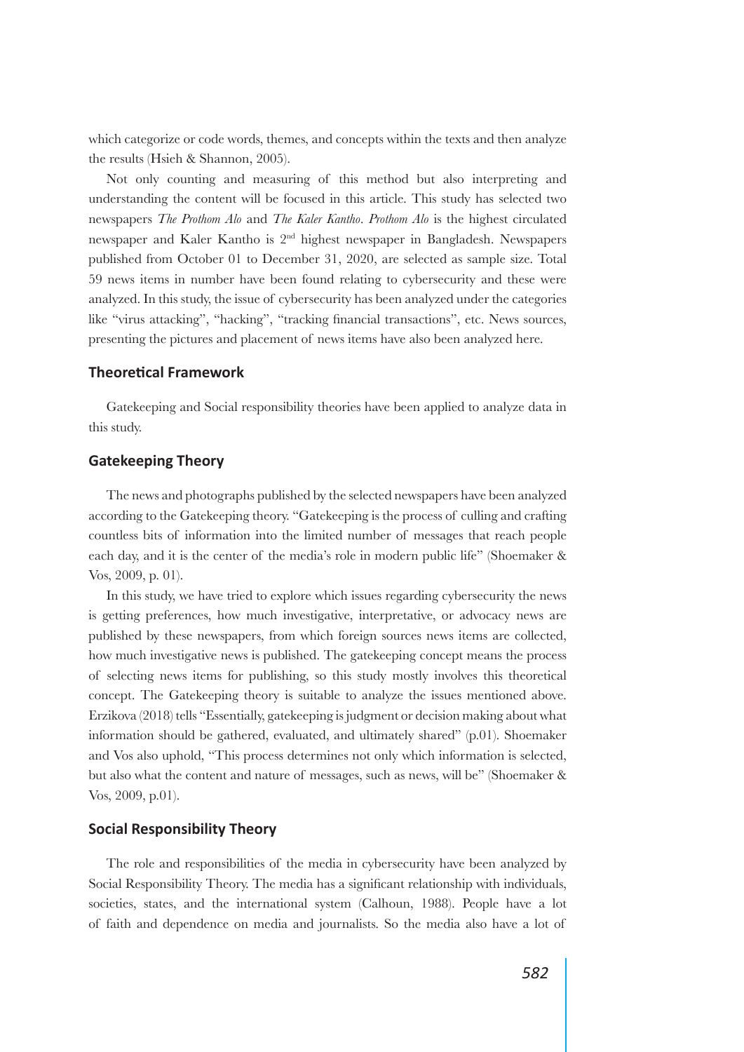which categorize or code words, themes, and concepts within the texts and then analyze the results (Hsieh & Shannon, 2005).

Not only counting and measuring of this method but also interpreting and understanding the content will be focused in this article. This study has selected two newspapers *The Prothom Alo* and *The Kaler Kantho*. *Prothom Alo* is the highest circulated newspaper and Kaler Kantho is 2nd highest newspaper in Bangladesh. Newspapers published from October 01 to December 31, 2020, are selected as sample size. Total 59 news items in number have been found relating to cybersecurity and these were analyzed. In this study, the issue of cybersecurity has been analyzed under the categories like "virus attacking", "hacking", "tracking financial transactions", etc. News sources, presenting the pictures and placement of news items have also been analyzed here.

## Theoretical Framework

Gatekeeping and Social responsibility theories have been applied to analyze data in this study.

### Gatekeeping Theory

The news and photographs published by the selected newspapers have been analyzed according to the Gatekeeping theory. "Gatekeeping is the process of culling and crafting countless bits of information into the limited number of messages that reach people each day, and it is the center of the media's role in modern public life" (Shoemaker & Vos, 2009, p. 01).

In this study, we have tried to explore which issues regarding cybersecurity the news is getting preferences, how much investigative, interpretative, or advocacy news are published by these newspapers, from which foreign sources news items are collected, how much investigative news is published. The gatekeeping concept means the process of selecting news items for publishing, so this study mostly involves this theoretical concept. The Gatekeeping theory is suitable to analyze the issues mentioned above. Erzikova (2018) tells "Essentially, gatekeeping is judgment or decision making about what information should be gathered, evaluated, and ultimately shared" (p.01). Shoemaker and Vos also uphold, "This process determines not only which information is selected, but also what the content and nature of messages, such as news, will be" (Shoemaker & Vos, 2009, p.01).

### Social Responsibility Theory

The role and responsibilities of the media in cybersecurity have been analyzed by Social Responsibility Theory. The media has a significant relationship with individuals, societies, states, and the international system (Calhoun, 1988). People have a lot of faith and dependence on media and journalists. So the media also have a lot of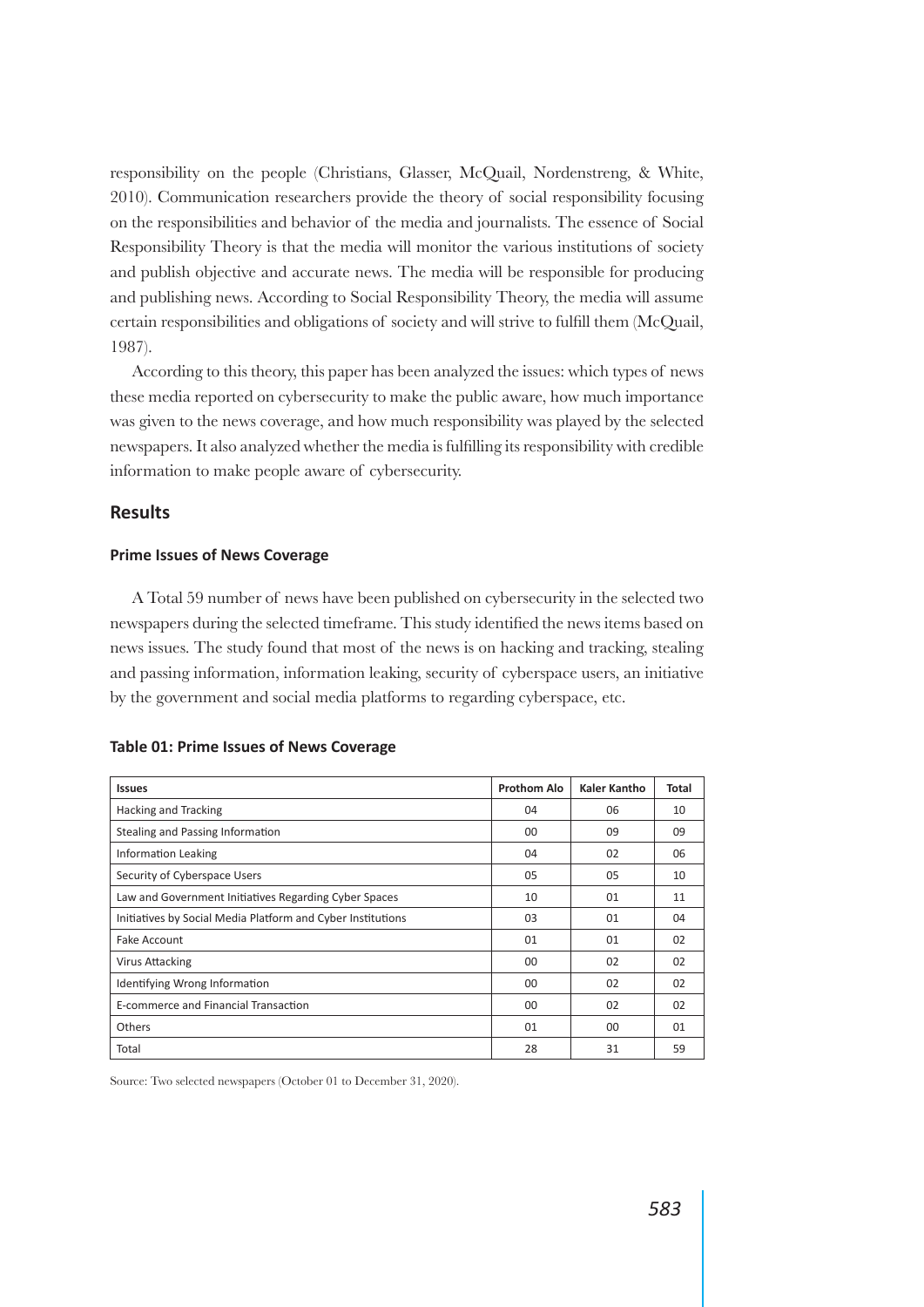responsibility on the people (Christians, Glasser, McQuail, Nordenstreng, & White, 2010). Communication researchers provide the theory of social responsibility focusing on the responsibilities and behavior of the media and journalists. The essence of Social Responsibility Theory is that the media will monitor the various institutions of society and publish objective and accurate news. The media will be responsible for producing and publishing news. According to Social Responsibility Theory, the media will assume certain responsibilities and obligations of society and will strive to fulfill them (McQuail, 1987).

According to this theory, this paper has been analyzed the issues: which types of news these media reported on cybersecurity to make the public aware, how much importance was given to the news coverage, and how much responsibility was played by the selected newspapers. It also analyzed whether the media is fulfilling its responsibility with credible information to make people aware of cybersecurity.

## Results

### Prime Issues of News Coverage

A Total 59 number of news have been published on cybersecurity in the selected two newspapers during the selected timeframe. This study identified the news items based on news issues. The study found that most of the news is on hacking and tracking, stealing and passing information, information leaking, security of cyberspace users, an initiative by the government and social media platforms to regarding cyberspace, etc.

**Table 01: Prime Issues of News Coverage**

| Issues | Prothom Alo | Kaler Kantho | Total |
|---|---|---|---|
| Hacking and Tracking | 04 | 06 | 10 |
| Stealing and Passing Information | 00 | 09 | 09 |
| Information Leaking | 04 | 02 | 06 |
| Security of Cyberspace Users | 05 | 05 | 10 |
| Law and Government Initiatives Regarding Cyber Spaces | 10 | 01 | 11 |
| Initiatives by Social Media Platform and Cyber Institutions | 03 | 01 | 04 |
| Fake Account | 01 | 01 | 02 |
| Virus Attacking | 00 | 02 | 02 |
| Identifying Wrong Information | 00 | 02 | 02 |
| E-commerce and Financial Transaction | 00 | 02 | 02 |
| Others | 01 | 00 | 01 |
| Total | 28 | 31 | 59 |

Source: Two selected newspapers (October 01 to December 31, 2020).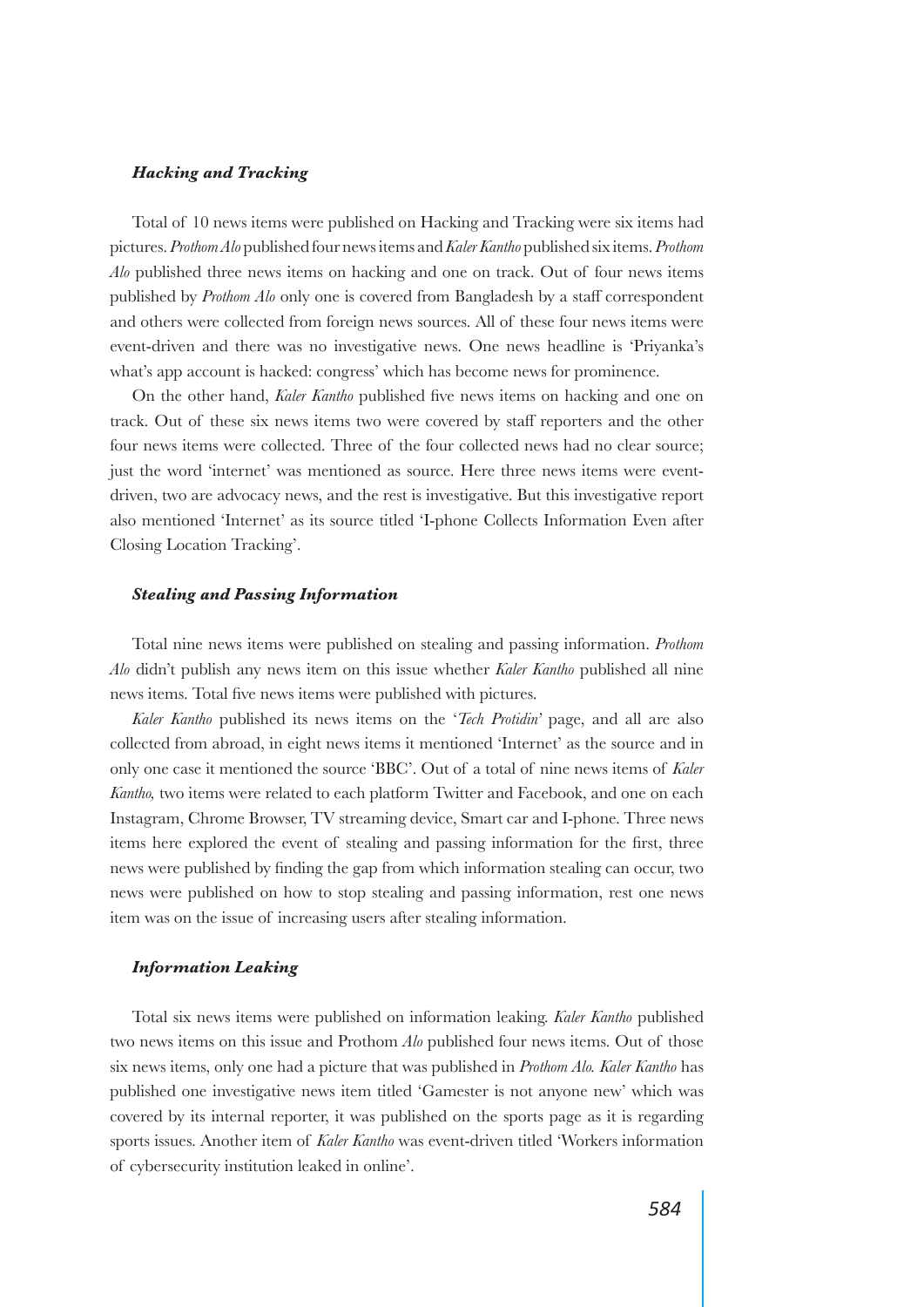### *Hacking and Tracking*

Total of 10 news items were published on Hacking and Tracking were six items had pictures. *Prothom Alo* published four news items and *Kaler Kantho* published six items. *Prothom Alo* published three news items on hacking and one on track. Out of four news items published by *Prothom Alo* only one is covered from Bangladesh by a staff correspondent and others were collected from foreign news sources. All of these four news items were event-driven and there was no investigative news. One news headline is 'Priyanka's what's app account is hacked: congress' which has become news for prominence.

On the other hand, *Kaler Kantho* published five news items on hacking and one on track. Out of these six news items two were covered by staff reporters and the other four news items were collected. Three of the four collected news had no clear source; just the word 'internet' was mentioned as source. Here three news items were event-driven, two are advocacy news, and the rest is investigative. But this investigative report also mentioned 'Internet' as its source titled 'I-phone Collects Information Even after Closing Location Tracking'.

### *Stealing and Passing Information*

Total nine news items were published on stealing and passing information. *Prothom Alo* didn't publish any news item on this issue whether *Kaler Kantho* published all nine news items. Total five news items were published with pictures.

*Kaler Kantho* published its news items on the '*Tech Protidin*' page, and all are also collected from abroad, in eight news items it mentioned 'Internet' as the source and in only one case it mentioned the source 'BBC'. Out of a total of nine news items of *Kaler Kantho,* two items were related to each platform Twitter and Facebook, and one on each Instagram, Chrome Browser, TV streaming device, Smart car and I-phone. Three news items here explored the event of stealing and passing information for the first, three news were published by finding the gap from which information stealing can occur, two news were published on how to stop stealing and passing information, rest one news item was on the issue of increasing users after stealing information.

### *Information Leaking*

Total six news items were published on information leaking. *Kaler Kantho* published two news items on this issue and Prothom *Alo* published four news items. Out of those six news items, only one had a picture that was published in *Prothom Alo. Kaler Kantho* has published one investigative news item titled 'Gamester is not anyone new' which was covered by its internal reporter, it was published on the sports page as it is regarding sports issues. Another item of *Kaler Kantho* was event-driven titled 'Workers information of cybersecurity institution leaked in online'.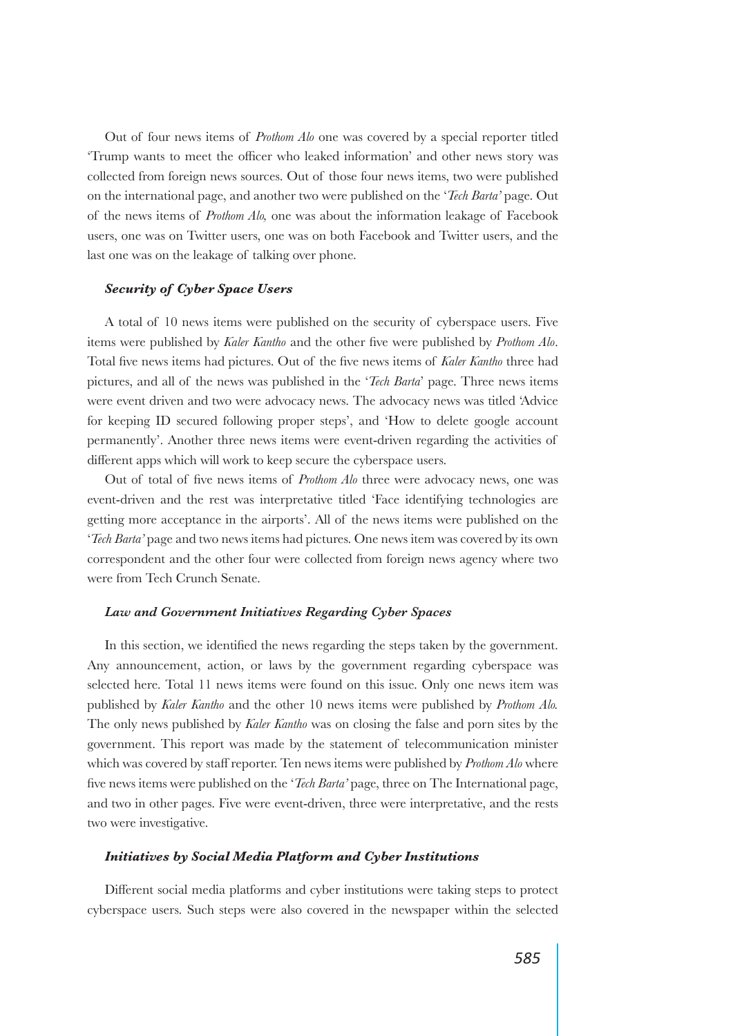Out of four news items of *Prothom Alo* one was covered by a special reporter titled 'Trump wants to meet the officer who leaked information' and other news story was collected from foreign news sources. Out of those four news items, two were published on the international page, and another two were published on the '*Tech Barta*' page. Out of the news items of *Prothom Alo,* one was about the information leakage of Facebook users, one was on Twitter users, one was on both Facebook and Twitter users, and the last one was on the leakage of talking over phone.

#### ***Security of Cyber Space Users***

A total of 10 news items were published on the security of cyberspace users. Five items were published by *Kaler Kantho* and the other five were published by *Prothom Alo*. Total five news items had pictures. Out of the five news items of *Kaler Kantho* three had pictures, and all of the news was published in the '*Tech Barta*' page. Three news items were event driven and two were advocacy news. The advocacy news was titled 'Advice for keeping ID secured following proper steps', and 'How to delete google account permanently'. Another three news items were event-driven regarding the activities of different apps which will work to keep secure the cyberspace users.

Out of total of five news items of *Prothom Alo* three were advocacy news, one was event-driven and the rest was interpretative titled 'Face identifying technologies are getting more acceptance in the airports'. All of the news items were published on the '*Tech Barta*' page and two news items had pictures. One news item was covered by its own correspondent and the other four were collected from foreign news agency where two were from Tech Crunch Senate.

#### ***Law and Government Initiatives Regarding Cyber Spaces***

In this section, we identified the news regarding the steps taken by the government. Any announcement, action, or laws by the government regarding cyberspace was selected here. Total 11 news items were found on this issue. Only one news item was published by *Kaler Kantho* and the other 10 news items were published by *Prothom Alo.* The only news published by *Kaler Kantho* was on closing the false and porn sites by the government. This report was made by the statement of telecommunication minister which was covered by staff reporter. Ten news items were published by *Prothom Alo* where five news items were published on the '*Tech Barta*' page, three on The International page, and two in other pages. Five were event-driven, three were interpretative, and the rests two were investigative.

#### ***Initiatives by Social Media Platform and Cyber Institutions***

Different social media platforms and cyber institutions were taking steps to protect cyberspace users. Such steps were also covered in the newspaper within the selected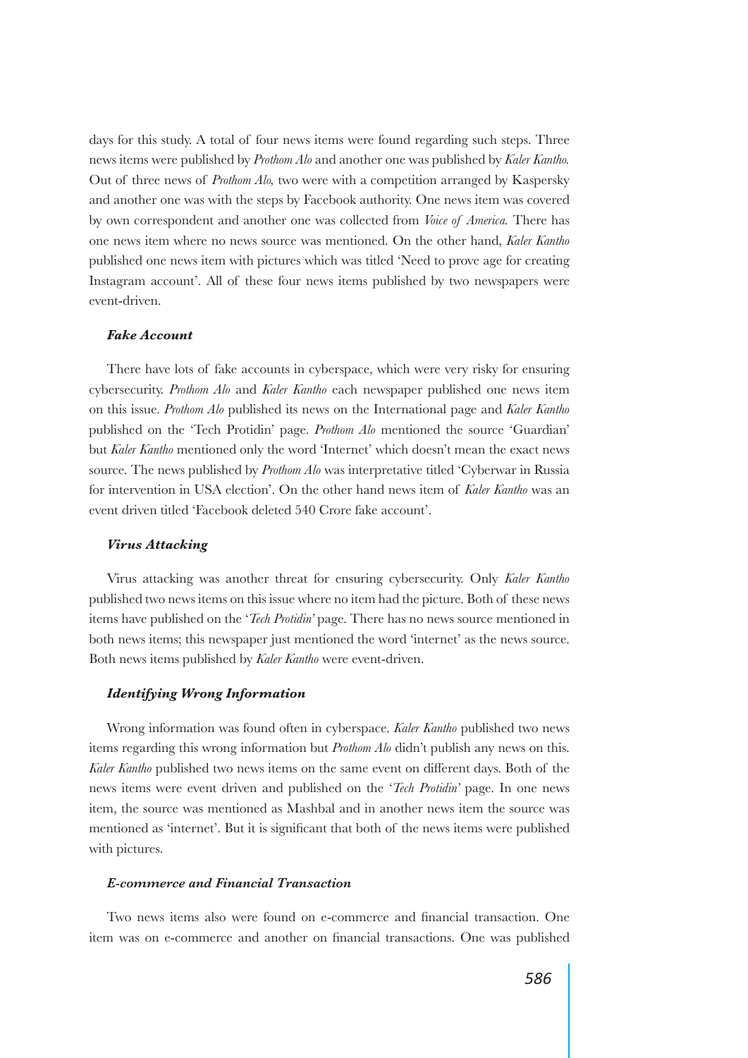days for this study. A total of four news items were found regarding such steps. Three news items were published by *Prothom Alo* and another one was published by *Kaler Kantho.* Out of three news of *Prothom Alo,* two were with a competition arranged by Kaspersky and another one was with the steps by Facebook authority. One news item was covered by own correspondent and another one was collected from *Voice of America.* There has one news item where no news source was mentioned. On the other hand, *Kaler Kantho* published one news item with pictures which was titled 'Need to prove age for creating Instagram account'. All of these four news items published by two newspapers were event-driven.

#### *Fake Account*

There have lots of fake accounts in cyberspace, which were very risky for ensuring cybersecurity. *Prothom Alo* and *Kaler Kantho* each newspaper published one news item on this issue. *Prothom Alo* published its news on the International page and *Kaler Kantho* published on the 'Tech Protidin' page. *Prothom Alo* mentioned the source 'Guardian' but *Kaler Kantho* mentioned only the word 'Internet' which doesn't mean the exact news source. The news published by *Prothom Alo* was interpretative titled 'Cyberwar in Russia for intervention in USA election'. On the other hand news item of *Kaler Kantho* was an event driven titled 'Facebook deleted 540 Crore fake account'.

#### *Virus Attacking*

Virus attacking was another threat for ensuring cybersecurity. Only *Kaler Kantho* published two news items on this issue where no item had the picture. Both of these news items have published on the '*Tech Protidin'* page. There has no news source mentioned in both news items; this newspaper just mentioned the word 'internet' as the news source. Both news items published by *Kaler Kantho* were event-driven.

#### *Identifying Wrong Information*

Wrong information was found often in cyberspace. *Kaler Kantho* published two news items regarding this wrong information but *Prothom Alo* didn't publish any news on this. *Kaler Kantho* published two news items on the same event on different days. Both of the news items were event driven and published on the '*Tech Protidin*' page. In one news item, the source was mentioned as Mashbal and in another news item the source was mentioned as 'internet'. But it is significant that both of the news items were published with pictures.

#### *E-commerce and Financial Transaction*

Two news items also were found on e-commerce and financial transaction. One item was on e-commerce and another on financial transactions. One was published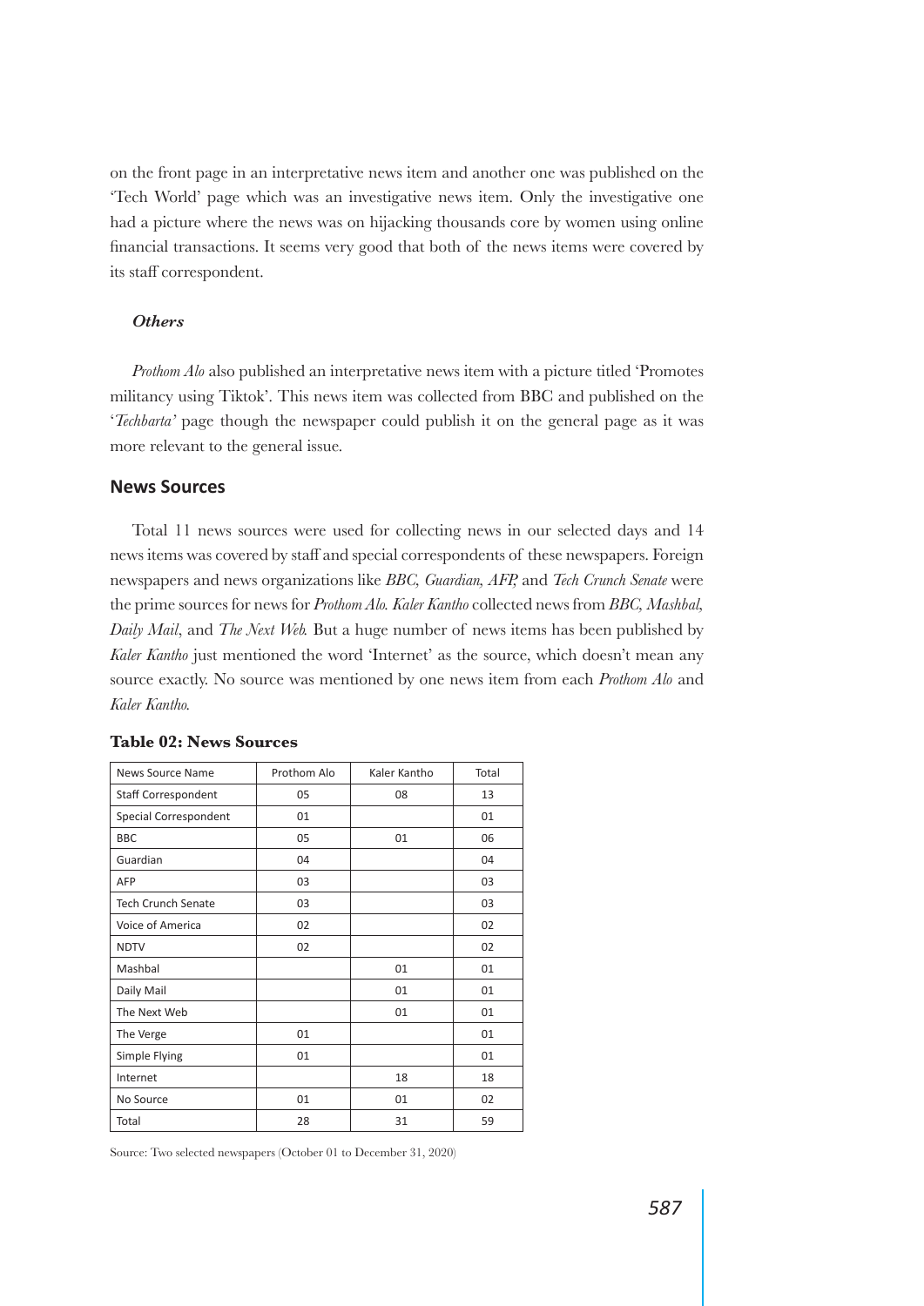on the front page in an interpretative news item and another one was published on the 'Tech World' page which was an investigative news item. Only the investigative one had a picture where the news was on hijacking thousands core by women using online financial transactions. It seems very good that both of the news items were covered by its staff correspondent.

### *Others*

*Prothom Alo* also published an interpretative news item with a picture titled 'Promotes militancy using Tiktok'. This news item was collected from BBC and published on the '*Techbarta'* page though the newspaper could publish it on the general page as it was more relevant to the general issue.

## News Sources

Total 11 news sources were used for collecting news in our selected days and 14 news items was covered by staff and special correspondents of these newspapers. Foreign newspapers and news organizations like *BBC, Guardian, AFP,* and *Tech Crunch Senate* were the prime sources for news for *Prothom Alo*. *Kaler Kantho* collected news from *BBC, Mashbal, Daily Mail*, and *The Next Web.* But a huge number of news items has been published by *Kaler Kantho* just mentioned the word 'Internet' as the source, which doesn't mean any source exactly. No source was mentioned by one news item from each *Prothom Alo* and *Kaler Kantho.*

**Table 02: News Sources**

| News Source Name | Prothom Alo | Kaler Kantho | Total |
|---|---|---|---|
| Staff Correspondent | 05 | 08 | 13 |
| Special Correspondent | 01 | | 01 |
| BBC | 05 | 01 | 06 |
| Guardian | 04 | | 04 |
| AFP | 03 | | 03 |
| Tech Crunch Senate | 03 | | 03 |
| Voice of America | 02 | | 02 |
| NDTV | 02 | | 02 |
| Mashbal | | 01 | 01 |
| Daily Mail | | 01 | 01 |
| The Next Web | | 01 | 01 |
| The Verge | 01 | | 01 |
| Simple Flying | 01 | | 01 |
| Internet | | 18 | 18 |
| No Source | 01 | 01 | 02 |
| Total | 28 | 31 | 59 |

Source: Two selected newspapers (October 01 to December 31, 2020)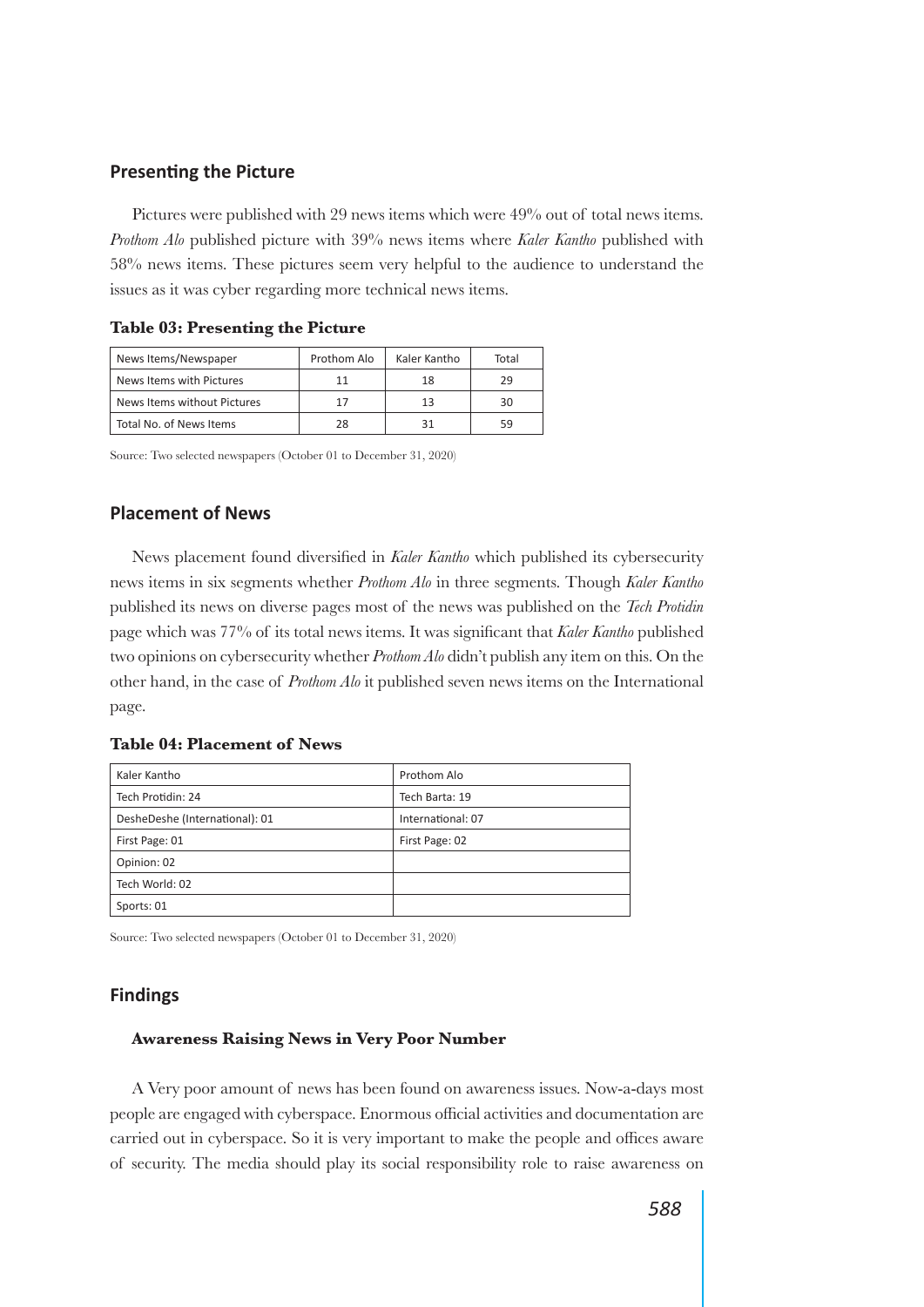## Presenting the Picture

Pictures were published with 29 news items which were 49% out of total news items. *Prothom Alo* published picture with 39% news items where *Kaler Kantho* published with 58% news items. These pictures seem very helpful to the audience to understand the issues as it was cyber regarding more technical news items.

**Table 03: Presenting the Picture**

| News Items/Newspaper | Prothom Alo | Kaler Kantho | Total |
|---|---|---|---|
| News Items with Pictures | 11 | 18 | 29 |
| News Items without Pictures | 17 | 13 | 30 |
| Total No. of News Items | 28 | 31 | 59 |

Source: Two selected newspapers (October 01 to December 31, 2020)

## Placement of News

News placement found diversified in *Kaler Kantho* which published its cybersecurity news items in six segments whether *Prothom Alo* in three segments. Though *Kaler Kantho* published its news on diverse pages most of the news was published on the *Tech Protidin* page which was 77% of its total news items. It was significant that *Kaler Kantho* published two opinions on cybersecurity whether *Prothom Alo* didn't publish any item on this. On the other hand, in the case of *Prothom Alo* it published seven news items on the International page.

**Table 04: Placement of News**

| Kaler Kantho | Prothom Alo |
|---|---|
| Tech Protidin: 24 | Tech Barta: 19 |
| DesheDeshe (International): 01 | International: 07 |
| First Page: 01 | First Page: 02 |
| Opinion: 02 | |
| Tech World: 02 | |
| Sports: 01 | |

Source: Two selected newspapers (October 01 to December 31, 2020)

## Findings

### Awareness Raising News in Very Poor Number

A Very poor amount of news has been found on awareness issues. Now-a-days most people are engaged with cyberspace. Enormous official activities and documentation are carried out in cyberspace. So it is very important to make the people and offices aware of security. The media should play its social responsibility role to raise awareness on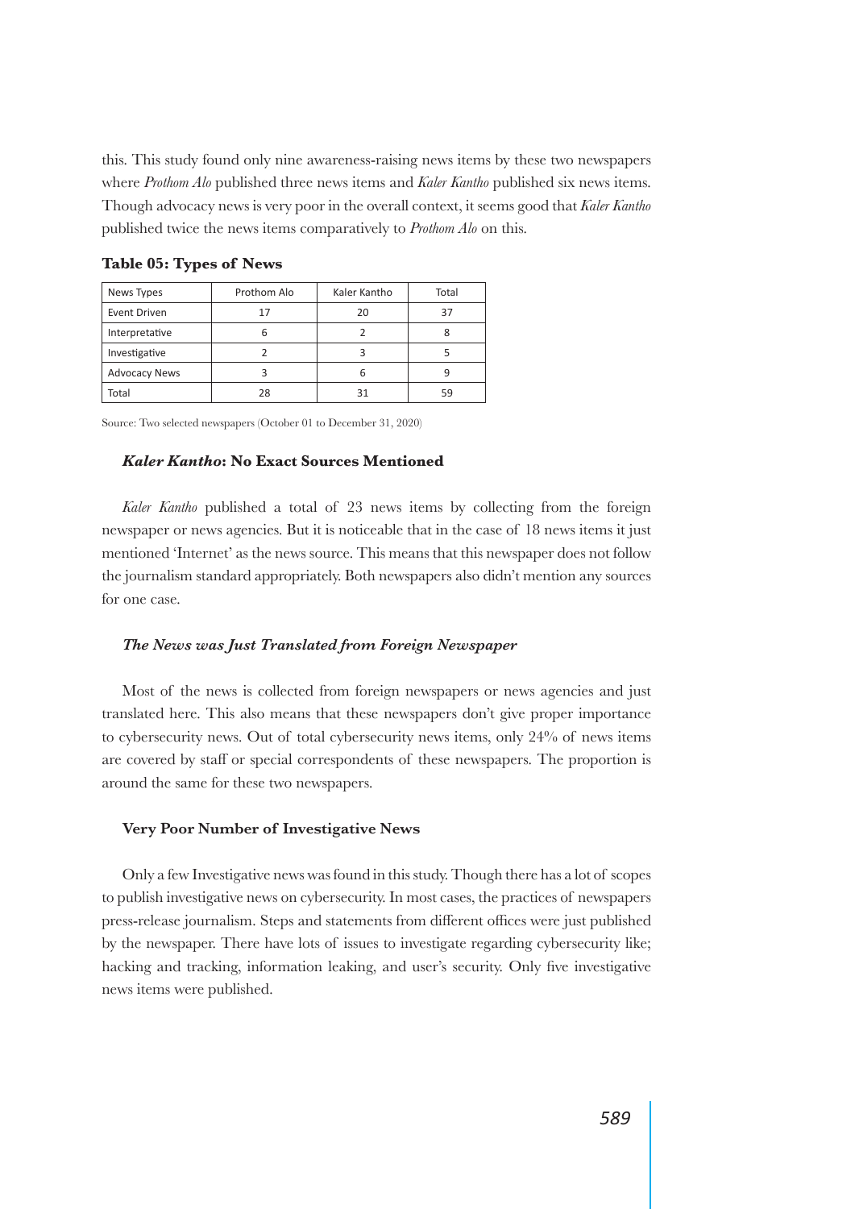this. This study found only nine awareness-raising news items by these two newspapers where *Prothom Alo* published three news items and *Kaler Kantho* published six news items. Though advocacy news is very poor in the overall context, it seems good that *Kaler Kantho* published twice the news items comparatively to *Prothom Alo* on this.

**Table 05: Types of News**

| News Types | Prothom Alo | Kaler Kantho | Total |
|---|---|---|---|
| Event Driven | 17 | 20 | 37 |
| Interpretative | 6 | 2 | 8 |
| Investigative | 2 | 3 | 5 |
| Advocacy News | 3 | 6 | 9 |
| Total | 28 | 31 | 59 |

Source: Two selected newspapers (October 01 to December 31, 2020)

### *Kaler Kantho*: No Exact Sources Mentioned

*Kaler Kantho* published a total of 23 news items by collecting from the foreign newspaper or news agencies. But it is noticeable that in the case of 18 news items it just mentioned 'Internet' as the news source. This means that this newspaper does not follow the journalism standard appropriately. Both newspapers also didn't mention any sources for one case.

### *The News was Just Translated from Foreign Newspaper*

Most of the news is collected from foreign newspapers or news agencies and just translated here. This also means that these newspapers don't give proper importance to cybersecurity news. Out of total cybersecurity news items, only 24% of news items are covered by staff or special correspondents of these newspapers. The proportion is around the same for these two newspapers.

### Very Poor Number of Investigative News

Only a few Investigative news was found in this study. Though there has a lot of scopes to publish investigative news on cybersecurity. In most cases, the practices of newspapers press-release journalism. Steps and statements from different offices were just published by the newspaper. There have lots of issues to investigate regarding cybersecurity like; hacking and tracking, information leaking, and user's security. Only five investigative news items were published.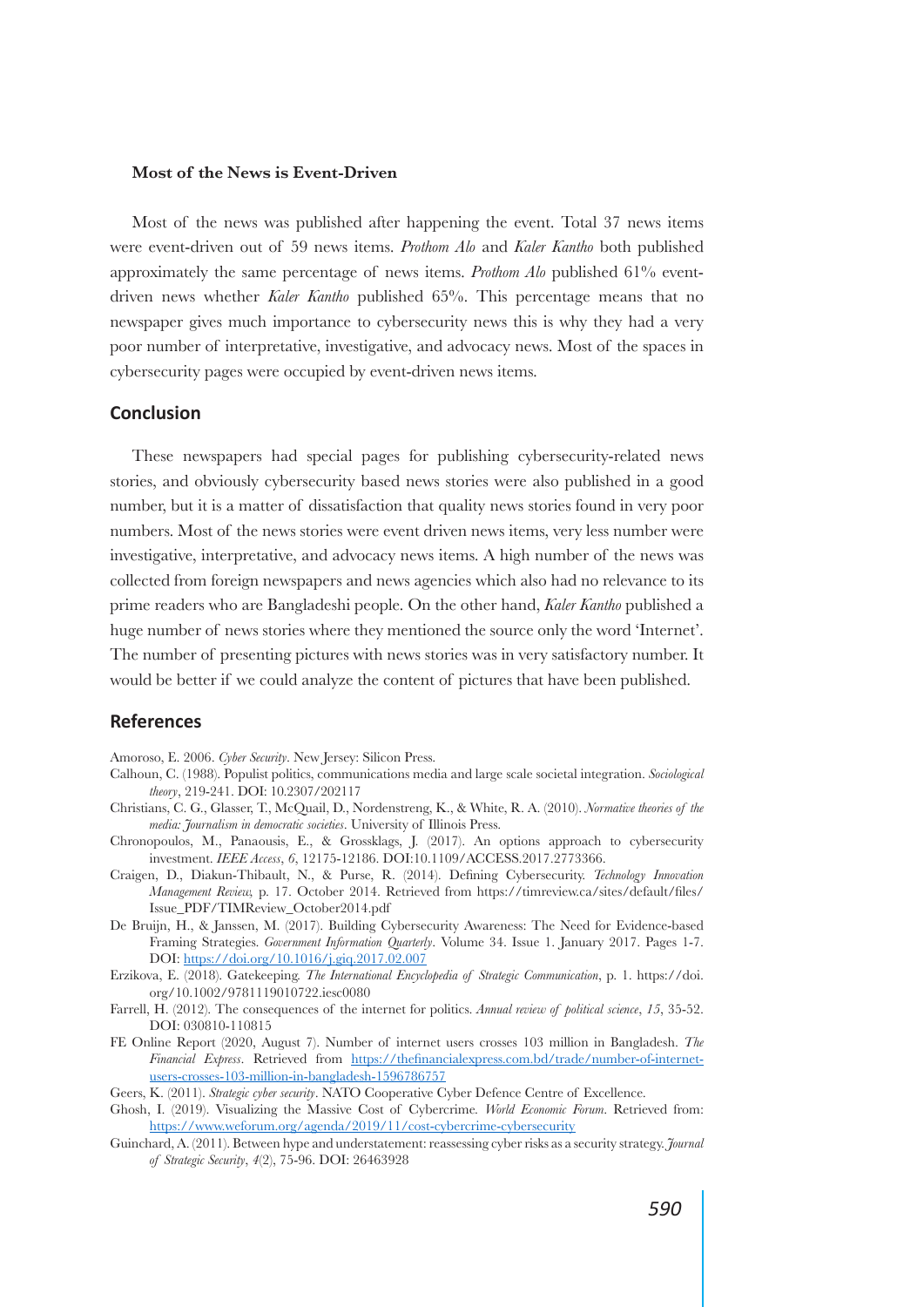### Most of the News is Event-Driven

Most of the news was published after happening the event. Total 37 news items were event-driven out of 59 news items. *Prothom Alo* and *Kaler Kantho* both published approximately the same percentage of news items. *Prothom Alo* published 61% event-driven news whether *Kaler Kantho* published 65%. This percentage means that no newspaper gives much importance to cybersecurity news this is why they had a very poor number of interpretative, investigative, and advocacy news. Most of the spaces in cybersecurity pages were occupied by event-driven news items.

## Conclusion

These newspapers had special pages for publishing cybersecurity-related news stories, and obviously cybersecurity based news stories were also published in a good number, but it is a matter of dissatisfaction that quality news stories found in very poor numbers. Most of the news stories were event driven news items, very less number were investigative, interpretative, and advocacy news items. A high number of the news was collected from foreign newspapers and news agencies which also had no relevance to its prime readers who are Bangladeshi people. On the other hand, *Kaler Kantho* published a huge number of news stories where they mentioned the source only the word 'Internet'. The number of presenting pictures with news stories was in very satisfactory number. It would be better if we could analyze the content of pictures that have been published.

## References

Amoroso, E. 2006. *Cyber Security*. New Jersey: Silicon Press.

Calhoun, C. (1988). Populist politics, communications media and large scale societal integration. *Sociological theory*, 219-241. DOI: 10.2307/202117

Christians, C. G., Glasser, T., McQuail, D., Nordenstreng, K., & White, R. A. (2010). *Normative theories of the media: Journalism in democratic societies*. University of Illinois Press.

Chronopoulos, M., Panaousis, E., & Grossklags, J. (2017). An options approach to cybersecurity investment. *IEEE Access*, *6*, 12175-12186. DOI:10.1109/ACCESS.2017.2773366.

Craigen, D., Diakun-Thibault, N., & Purse, R. (2014). Defining Cybersecurity. *Technology Innovation Management Review,* p. 17. October 2014. Retrieved from https://timreview.ca/sites/default/files/Issue_PDF/TIMReview_October2014.pdf

De Bruijn, H., & Janssen, M. (2017). Building Cybersecurity Awareness: The Need for Evidence-based Framing Strategies. *Government Information Quarterly*. Volume 34. Issue 1. January 2017. Pages 1-7. DOI: https://doi.org/10.1016/j.giq.2017.02.007

Erzikova, E. (2018). Gatekeeping. *The International Encyclopedia of Strategic Communication*, p. 1. https://doi.org/10.1002/9781119010722.iesc0080

Farrell, H. (2012). The consequences of the internet for politics. *Annual review of political science*, *15*, 35-52. DOI: 030810-110815

FE Online Report (2020, August 7). Number of internet users crosses 103 million in Bangladesh. *The Financial Express*. Retrieved from https://thefinancialexpress.com.bd/trade/number-of-internet-users-crosses-103-million-in-bangladesh-1596786757

Geers, K. (2011). *Strategic cyber security*. NATO Cooperative Cyber Defence Centre of Excellence.

Ghosh, I. (2019). Visualizing the Massive Cost of Cybercrime. *World Economic Forum*. Retrieved from: https://www.weforum.org/agenda/2019/11/cost-cybercrime-cybersecurity

Guinchard, A. (2011). Between hype and understatement: reassessing cyber risks as a security strategy. *Journal of Strategic Security*, *4*(2), 75-96. DOI: 26463928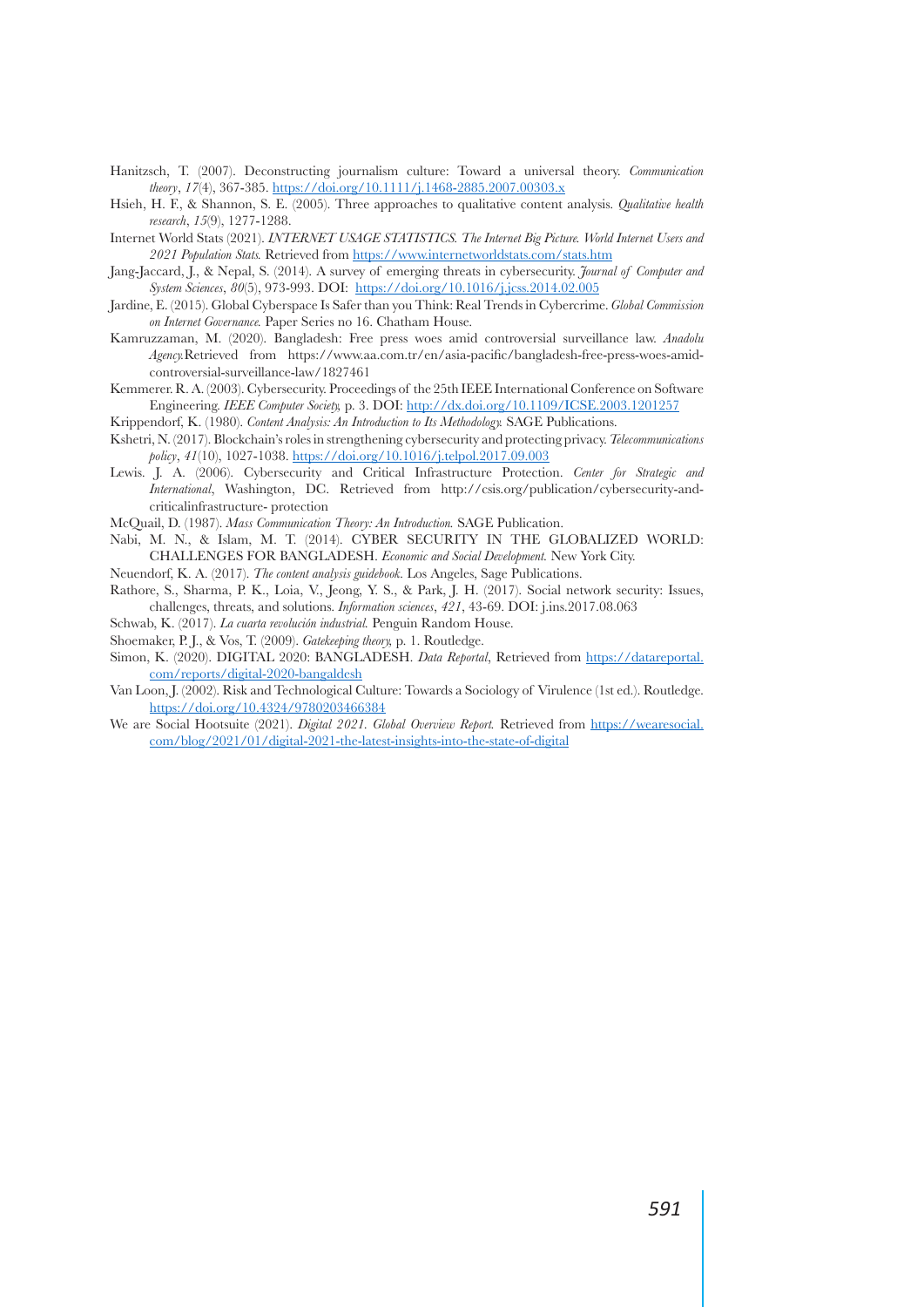Hanitzsch, T. (2007). Deconstructing journalism culture: Toward a universal theory. *Communication theory*, *17*(4), 367-385. https://doi.org/10.1111/j.1468-2885.2007.00303.x

Hsieh, H. F., & Shannon, S. E. (2005). Three approaches to qualitative content analysis. *Qualitative health research*, *15*(9), 1277-1288.

Internet World Stats (2021). *INTERNET USAGE STATISTICS. The Internet Big Picture. World Internet Users and 2021 Population Stats.* Retrieved from https://www.internetworldstats.com/stats.htm

Jang-Jaccard, J., & Nepal, S. (2014). A survey of emerging threats in cybersecurity. *Journal of Computer and System Sciences*, *80*(5), 973-993. DOI: https://doi.org/10.1016/j.jcss.2014.02.005

Jardine, E. (2015). Global Cyberspace Is Safer than you Think: Real Trends in Cybercrime. *Global Commission on Internet Governance.* Paper Series no 16. Chatham House.

Kamruzzaman, M. (2020). Bangladesh: Free press woes amid controversial surveillance law. *Anadolu Agency.*Retrieved from https://www.aa.com.tr/en/asia-pacific/bangladesh-free-press-woes-amid-controversial-surveillance-law/1827461

Kemmerer. R. A. (2003). Cybersecurity. Proceedings of the 25th IEEE International Conference on Software Engineering. *IEEE Computer Society,* p. 3. DOI: http://dx.doi.org/10.1109/ICSE.2003.1201257

Krippendorf, K. (1980). *Content Analysis: An Introduction to Its Methodology.* SAGE Publications.

Kshetri, N. (2017). Blockchain's roles in strengthening cybersecurity and protecting privacy. *Telecommunications policy*, *41*(10), 1027-1038. https://doi.org/10.1016/j.telpol.2017.09.003

Lewis. J. A. (2006). Cybersecurity and Critical Infrastructure Protection. *Center for Strategic and International*, Washington, DC. Retrieved from http://csis.org/publication/cybersecurity-and-criticalinfrastructure- protection

McQuail, D. (1987). *Mass Communication Theory: An Introduction.* SAGE Publication.

Nabi, M. N., & Islam, M. T. (2014). CYBER SECURITY IN THE GLOBALIZED WORLD: CHALLENGES FOR BANGLADESH. *Economic and Social Development.* New York City.

Neuendorf, K. A. (2017). *The content analysis guidebook*. Los Angeles, Sage Publications.

Rathore, S., Sharma, P. K., Loia, V., Jeong, Y. S., & Park, J. H. (2017). Social network security: Issues, challenges, threats, and solutions. *Information sciences*, *421*, 43-69. DOI: j.ins.2017.08.063

Schwab, K. (2017). *La cuarta revolución industrial.* Penguin Random House.

Shoemaker, P. J., & Vos, T. (2009). *Gatekeeping theory,* p. 1. Routledge.

Simon, K. (2020). DIGITAL 2020: BANGLADESH. *Data Reportal*, Retrieved from https://datareportal.com/reports/digital-2020-bangaldesh

Van Loon, J. (2002). Risk and Technological Culture: Towards a Sociology of Virulence (1st ed.). Routledge. https://doi.org/10.4324/9780203466384

We are Social Hootsuite (2021). *Digital 2021. Global Overview Report.* Retrieved from https://wearesocial.com/blog/2021/01/digital-2021-the-latest-insights-into-the-state-of-digital